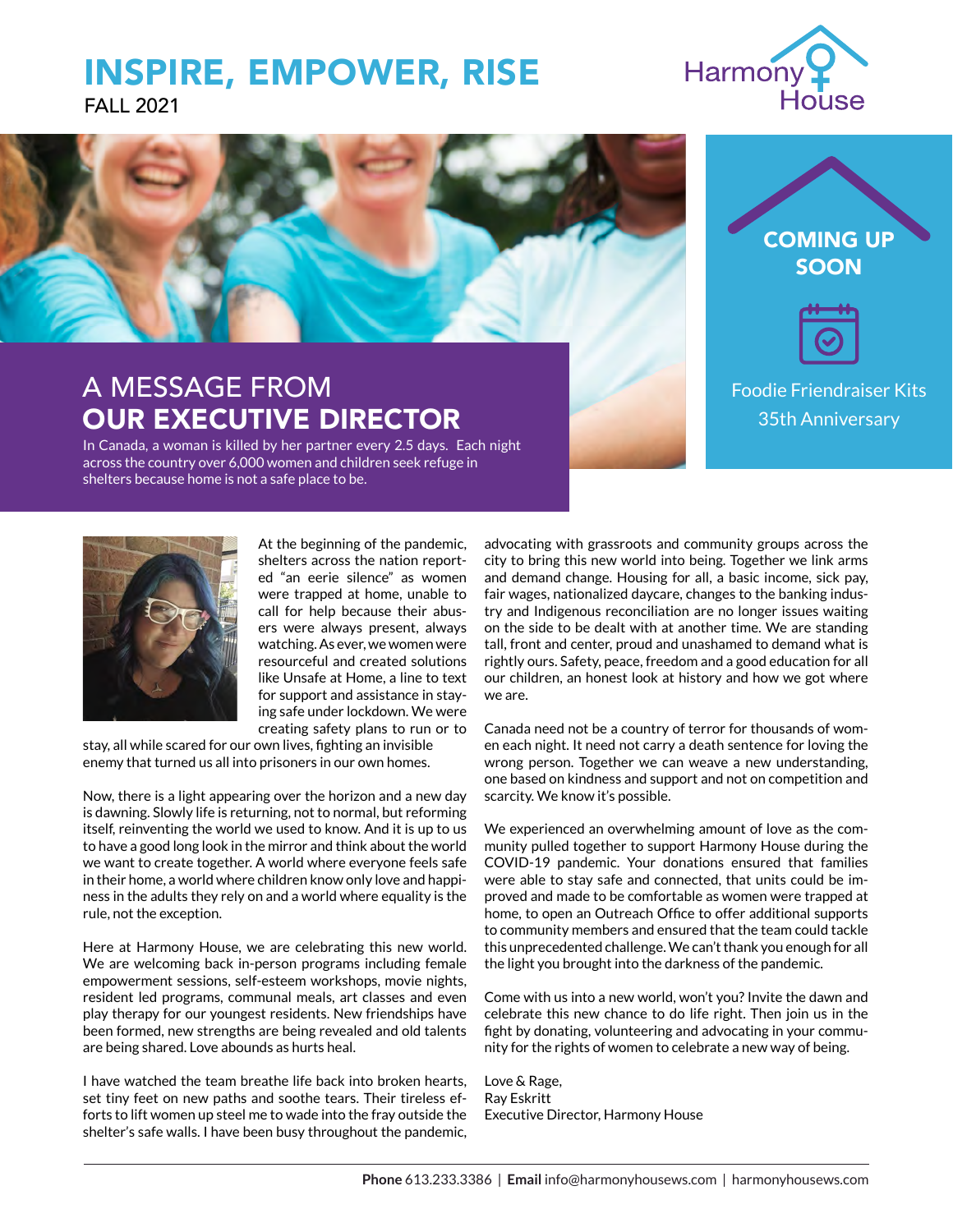# INSPIRE, EMPOWER, RISE

FALL 2021

Harmony House

## COMING UP SOON

Foodie Friendraiser Kits
35th Anniversary

## A MESSAGE FROM OUR EXECUTIVE DIRECTOR

In Canada, a woman is killed by her partner every 2.5 days. Each night across the country over 6,000 women and children seek refuge in shelters because home is not a safe place to be.

At the beginning of the pandemic, shelters across the nation reported "an eerie silence" as women were trapped at home, unable to call for help because their abusers were always present, always watching. As ever, we women were resourceful and created solutions like Unsafe at Home, a line to text for support and assistance in staying safe under lockdown. We were creating safety plans to run or to stay, all while scared for our own lives, fighting an invisible enemy that turned us all into prisoners in our own homes.

Now, there is a light appearing over the horizon and a new day is dawning. Slowly life is returning, not to normal, but reforming itself, reinventing the world we used to know. And it is up to us to have a good long look in the mirror and think about the world we want to create together. A world where everyone feels safe in their home, a world where children know only love and happiness in the adults they rely on and a world where equality is the rule, not the exception.

Here at Harmony House, we are celebrating this new world. We are welcoming back in-person programs including female empowerment sessions, self-esteem workshops, movie nights, resident led programs, communal meals, art classes and even play therapy for our youngest residents. New friendships have been formed, new strengths are being revealed and old talents are being shared. Love abounds as hurts heal.

I have watched the team breathe life back into broken hearts, set tiny feet on new paths and soothe tears. Their tireless efforts to lift women up steel me to wade into the fray outside the shelter's safe walls. I have been busy throughout the pandemic, advocating with grassroots and community groups across the city to bring this new world into being. Together we link arms and demand change. Housing for all, a basic income, sick pay, fair wages, nationalized daycare, changes to the banking industry and Indigenous reconciliation are no longer issues waiting on the side to be dealt with at another time. We are standing tall, front and center, proud and unashamed to demand what is rightly ours. Safety, peace, freedom and a good education for all our children, an honest look at history and how we got where we are.

Canada need not be a country of terror for thousands of women each night. It need not carry a death sentence for loving the wrong person. Together we can weave a new understanding, one based on kindness and support and not on competition and scarcity. We know it's possible.

We experienced an overwhelming amount of love as the community pulled together to support Harmony House during the COVID-19 pandemic. Your donations ensured that families were able to stay safe and connected, that units could be improved and made to be comfortable as women were trapped at home, to open an Outreach Office to offer additional supports to community members and ensured that the team could tackle this unprecedented challenge. We can't thank you enough for all the light you brought into the darkness of the pandemic.

Come with us into a new world, won't you? Invite the dawn and celebrate this new chance to do life right. Then join us in the fight by donating, volunteering and advocating in your community for the rights of women to celebrate a new way of being.

Love & Rage,
Ray Eskritt
Executive Director, Harmony House

**Phone** 613.233.3386 | **Email** info@harmonyhousews.com | harmonyhousews.com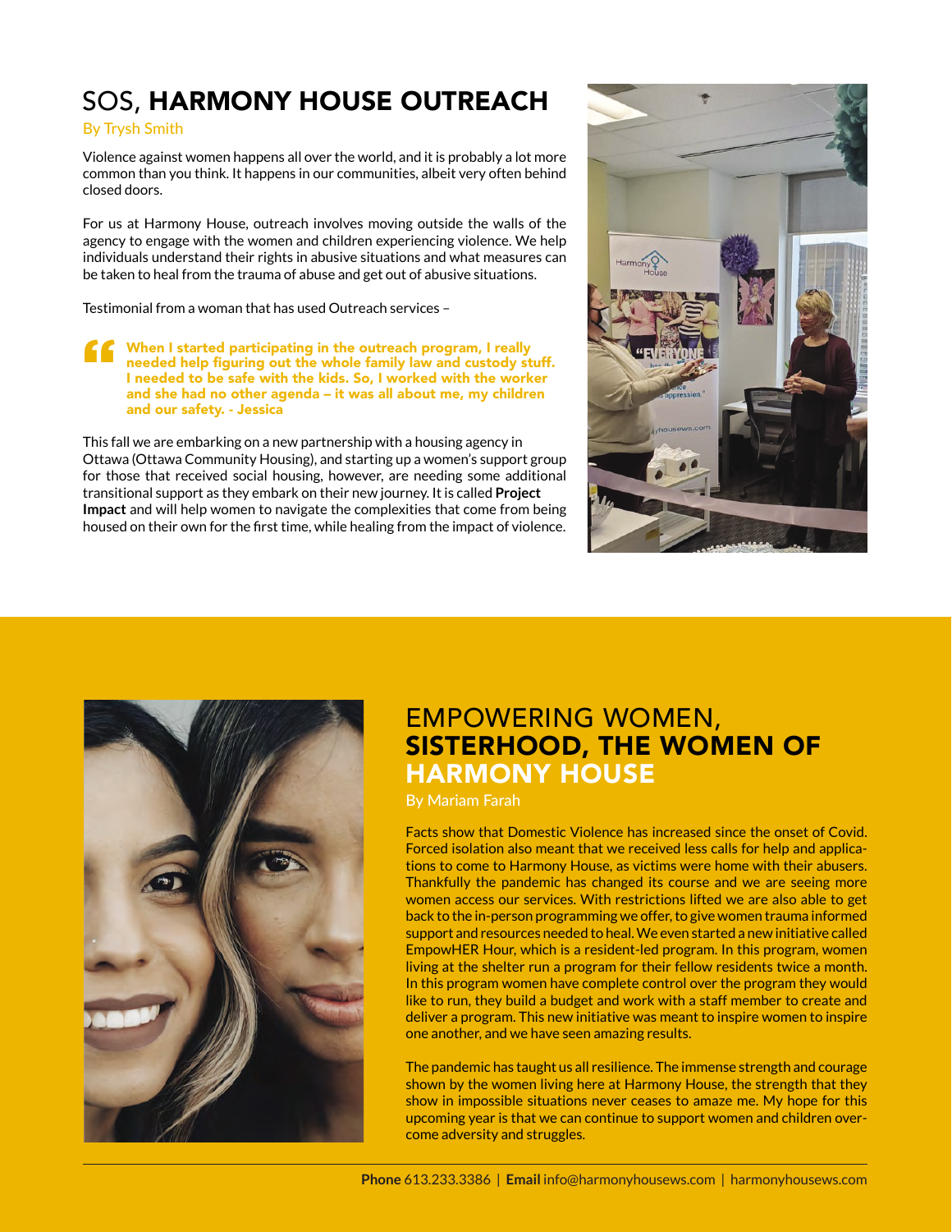# SOS, **HARMONY HOUSE OUTREACH**

By Trysh Smith

Violence against women happens all over the world, and it is probably a lot more common than you think. It happens in our communities, albeit very often behind closed doors.

For us at Harmony House, outreach involves moving outside the walls of the agency to engage with the women and children experiencing violence. We help individuals understand their rights in abusive situations and what measures can be taken to heal from the trauma of abuse and get out of abusive situations.

Testimonial from a woman that has used Outreach services –

> **When I started participating in the outreach program, I really needed help figuring out the whole family law and custody stuff. I needed to be safe with the kids. So, I worked with the worker and she had no other agenda – it was all about me, my children and our safety. - Jessica**

This fall we are embarking on a new partnership with a housing agency in Ottawa (Ottawa Community Housing), and starting up a women's support group for those that received social housing, however, are needing some additional transitional support as they embark on their new journey. It is called **Project Impact** and will help women to navigate the complexities that come from being housed on their own for the first time, while healing from the impact of violence.

# EMPOWERING WOMEN, **SISTERHOOD, THE WOMEN OF HARMONY HOUSE**

By Mariam Farah

Facts show that Domestic Violence has increased since the onset of Covid. Forced isolation also meant that we received less calls for help and applications to come to Harmony House, as victims were home with their abusers. Thankfully the pandemic has changed its course and we are seeing more women access our services. With restrictions lifted we are also able to get back to the in-person programming we offer, to give women trauma informed support and resources needed to heal. We even started a new initiative called EmpowHER Hour, which is a resident-led program. In this program, women living at the shelter run a program for their fellow residents twice a month. In this program women have complete control over the program they would like to run, they build a budget and work with a staff member to create and deliver a program. This new initiative was meant to inspire women to inspire one another, and we have seen amazing results.

The pandemic has taught us all resilience. The immense strength and courage shown by the women living here at Harmony House, the strength that they show in impossible situations never ceases to amaze me. My hope for this upcoming year is that we can continue to support women and children overcome adversity and struggles.

**Phone** 613.233.3386 | **Email** info@harmonyhousews.com | harmonyhousews.com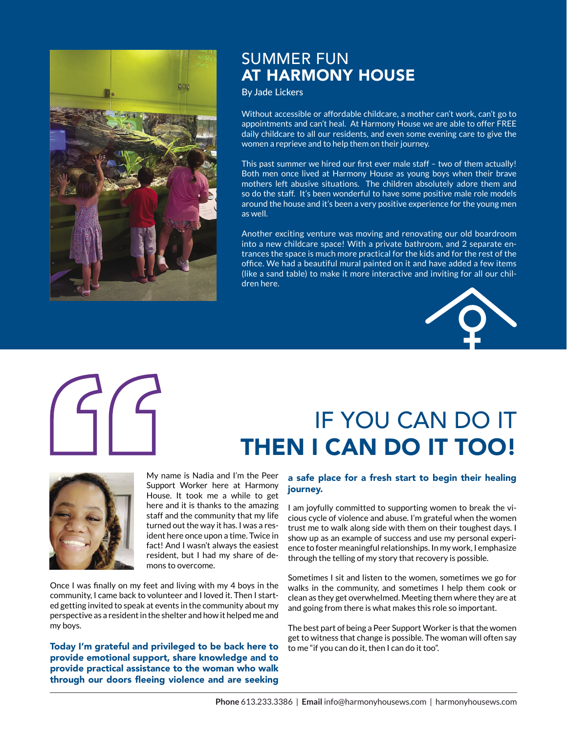# SUMMER FUN **AT HARMONY HOUSE**

By Jade Lickers

Without accessible or affordable childcare, a mother can't work, can't go to appointments and can't heal. At Harmony House we are able to offer FREE daily childcare to all our residents, and even some evening care to give the women a reprieve and to help them on their journey.

This past summer we hired our first ever male staff – two of them actually! Both men once lived at Harmony House as young boys when their brave mothers left abusive situations. The children absolutely adore them and so do the staff. It's been wonderful to have some positive male role models around the house and it's been a very positive experience for the young men as well.

Another exciting venture was moving and renovating our old boardroom into a new childcare space! With a private bathroom, and 2 separate entrances the space is much more practical for the kids and for the rest of the office. We had a beautiful mural painted on it and have added a few items (like a sand table) to make it more interactive and inviting for all our children here.

# IF YOU CAN DO IT **THEN I CAN DO IT TOO!**

My name is Nadia and I'm the Peer Support Worker here at Harmony House. It took me a while to get here and it is thanks to the amazing staff and the community that my life turned out the way it has. I was a resident here once upon a time. Twice in fact! And I wasn't always the easiest resident, but I had my share of demons to overcome.

Once I was finally on my feet and living with my 4 boys in the community, I came back to volunteer and I loved it. Then I started getting invited to speak at events in the community about my perspective as a resident in the shelter and how it helped me and my boys.

**Today I'm grateful and privileged to be back here to provide emotional support, share knowledge and to provide practical assistance to the woman who walk through our doors fleeing violence and are seeking a safe place for a fresh start to begin their healing journey.**

I am joyfully committed to supporting women to break the vicious cycle of violence and abuse. I'm grateful when the women trust me to walk along side with them on their toughest days. I show up as an example of success and use my personal experience to foster meaningful relationships. In my work, I emphasize through the telling of my story that recovery is possible.

Sometimes I sit and listen to the women, sometimes we go for walks in the community, and sometimes I help them cook or clean as they get overwhelmed. Meeting them where they are at and going from there is what makes this role so important.

The best part of being a Peer Support Worker is that the women get to witness that change is possible. The woman will often say to me "if you can do it, then I can do it too".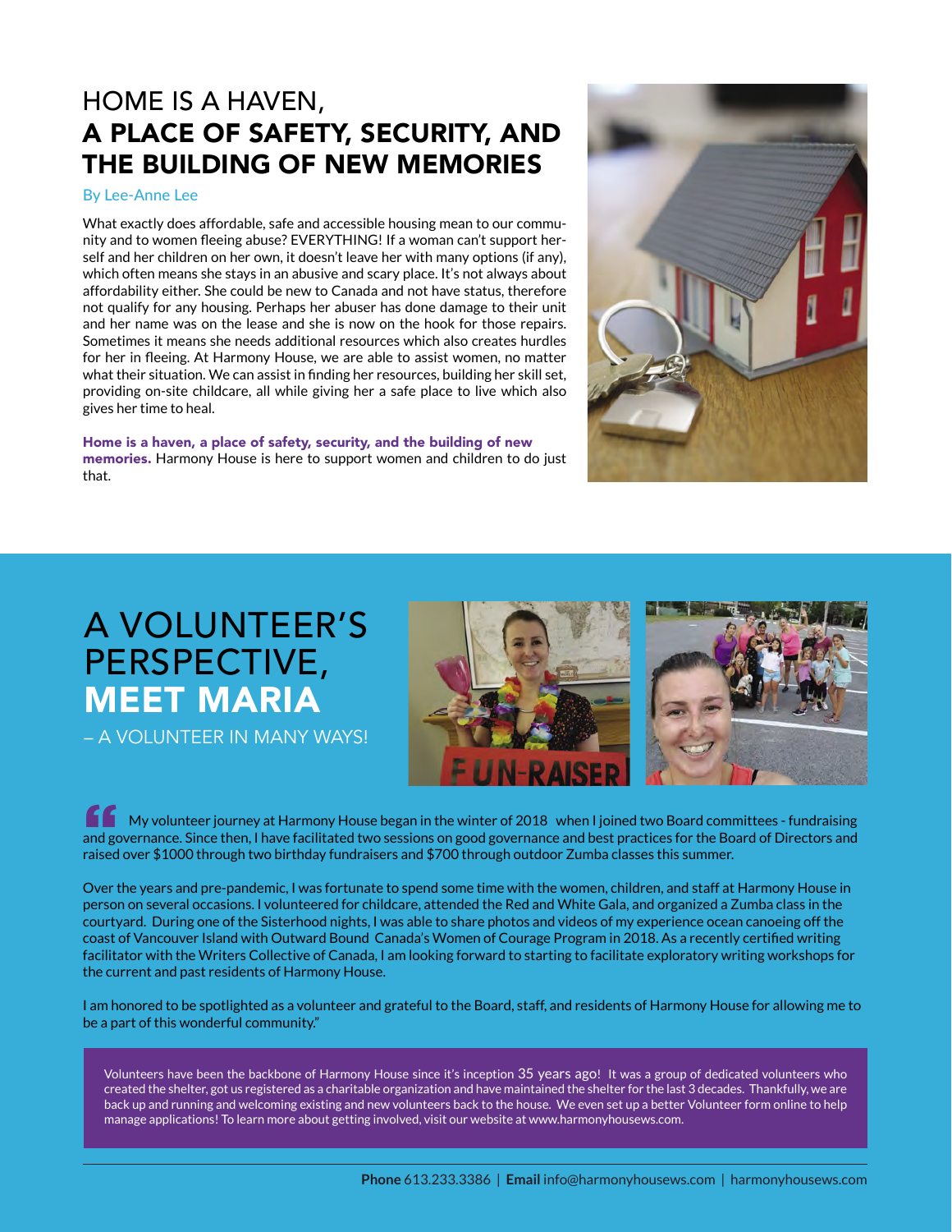# HOME IS A HAVEN, A PLACE OF SAFETY, SECURITY, AND THE BUILDING OF NEW MEMORIES

By Lee-Anne Lee

What exactly does affordable, safe and accessible housing mean to our community and to women fleeing abuse? EVERYTHING! If a woman can't support herself and her children on her own, it doesn't leave her with many options (if any), which often means she stays in an abusive and scary place. It's not always about affordability either. She could be new to Canada and not have status, therefore not qualify for any housing. Perhaps her abuser has done damage to their unit and her name was on the lease and she is now on the hook for those repairs. Sometimes it means she needs additional resources which also creates hurdles for her in fleeing. At Harmony House, we are able to assist women, no matter what their situation. We can assist in finding her resources, building her skill set, providing on-site childcare, all while giving her a safe place to live which also gives her time to heal.

**Home is a haven, a place of safety, security, and the building of new memories.** Harmony House is here to support women and children to do just that.

# A VOLUNTEER'S PERSPECTIVE, MEET MARIA

– A VOLUNTEER IN MANY WAYS!

"My volunteer journey at Harmony House began in the winter of 2018 when I joined two Board committees - fundraising and governance. Since then, I have facilitated two sessions on good governance and best practices for the Board of Directors and raised over $1000 through two birthday fundraisers and $700 through outdoor Zumba classes this summer.

Over the years and pre-pandemic, I was fortunate to spend some time with the women, children, and staff at Harmony House in person on several occasions. I volunteered for childcare, attended the Red and White Gala, and organized a Zumba class in the courtyard. During one of the Sisterhood nights, I was able to share photos and videos of my experience ocean canoeing off the coast of Vancouver Island with Outward Bound Canada's Women of Courage Program in 2018. As a recently certified writing facilitator with the Writers Collective of Canada, I am looking forward to starting to facilitate exploratory writing workshops for the current and past residents of Harmony House.

I am honored to be spotlighted as a volunteer and grateful to the Board, staff, and residents of Harmony House for allowing me to be a part of this wonderful community."

Volunteers have been the backbone of Harmony House since it's inception 35 years ago! It was a group of dedicated volunteers who created the shelter, got us registered as a charitable organization and have maintained the shelter for the last 3 decades. Thankfully, we are back up and running and welcoming existing and new volunteers back to the house. We even set up a better Volunteer form online to help manage applications! To learn more about getting involved, visit our website at www.harmonyhousews.com.

**Phone** 613.233.3386 | **Email** info@harmonyhousews.com | harmonyhousews.com